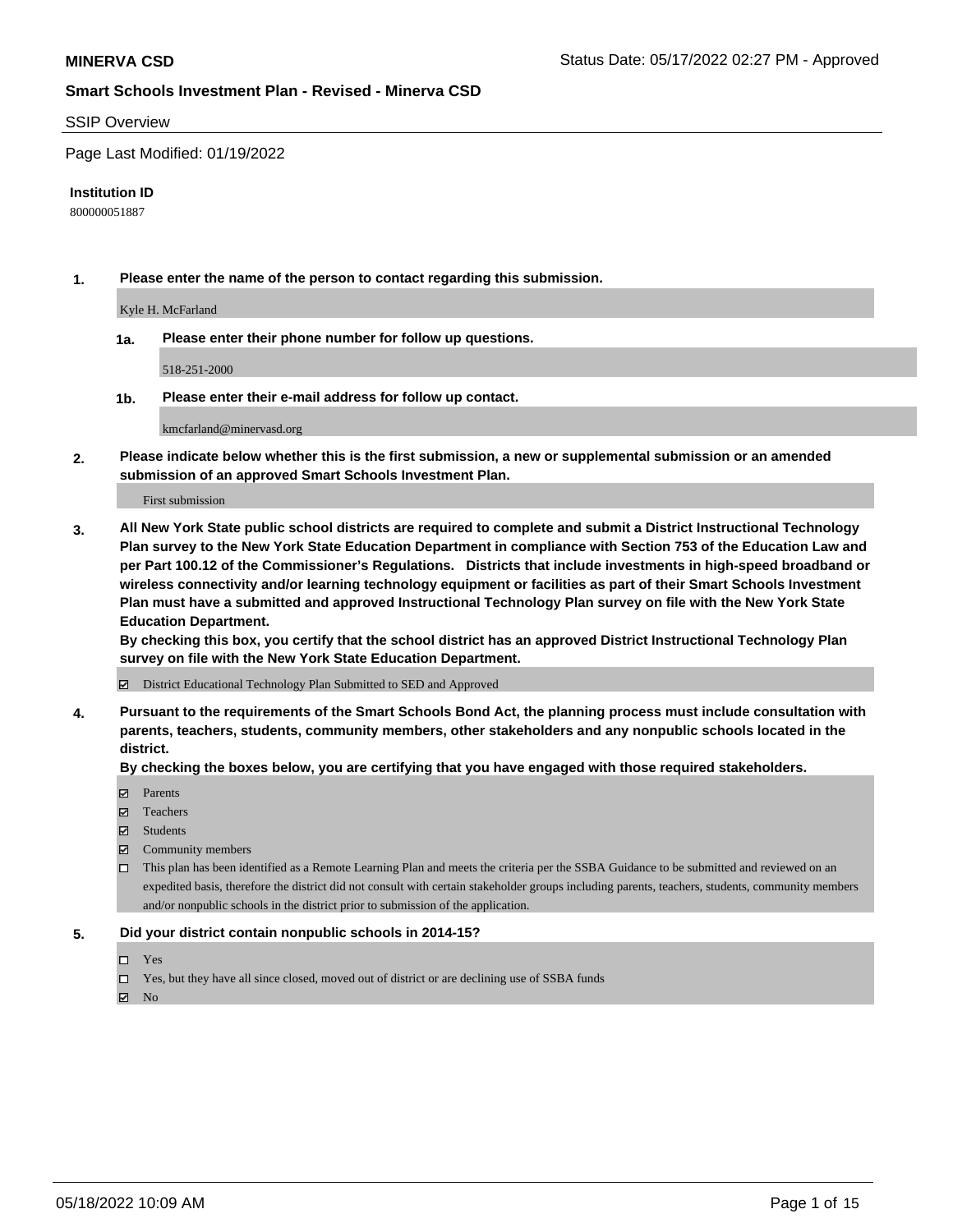**MINERVA CSD**

Status Date: 05/17/2022 02:27 PM - Approved

## Smart Schools Investment Plan - Revised - Minerva CSD

SSIP Overview

Page Last Modified: 01/19/2022

**Institution ID**

800000051887

**1. Please enter the name of the person to contact regarding this submission.**

Kyle H. McFarland

**1a. Please enter their phone number for follow up questions.**

518-251-2000

**1b. Please enter their e-mail address for follow up contact.**

kmcfarland@minervasd.org

**2. Please indicate below whether this is the first submission, a new or supplemental submission or an amended submission of an approved Smart Schools Investment Plan.**

First submission

**3. All New York State public school districts are required to complete and submit a District Instructional Technology Plan survey to the New York State Education Department in compliance with Section 753 of the Education Law and per Part 100.12 of the Commissioner's Regulations. Districts that include investments in high-speed broadband or wireless connectivity and/or learning technology equipment or facilities as part of their Smart Schools Investment Plan must have a submitted and approved Instructional Technology Plan survey on file with the New York State Education Department.**
**By checking this box, you certify that the school district has an approved District Instructional Technology Plan survey on file with the New York State Education Department.**

- ☑ District Educational Technology Plan Submitted to SED and Approved

**4. Pursuant to the requirements of the Smart Schools Bond Act, the planning process must include consultation with parents, teachers, students, community members, other stakeholders and any nonpublic schools located in the district.**
**By checking the boxes below, you are certifying that you have engaged with those required stakeholders.**

- ☑ Parents
- ☑ Teachers
- ☑ Students
- ☑ Community members
- ☐ This plan has been identified as a Remote Learning Plan and meets the criteria per the SSBA Guidance to be submitted and reviewed on an expedited basis, therefore the district did not consult with certain stakeholder groups including parents, teachers, students, community members and/or nonpublic schools in the district prior to submission of the application.

**5. Did your district contain nonpublic schools in 2014-15?**

- ☐ Yes
- ☐ Yes, but they have all since closed, moved out of district or are declining use of SSBA funds
- ☑ No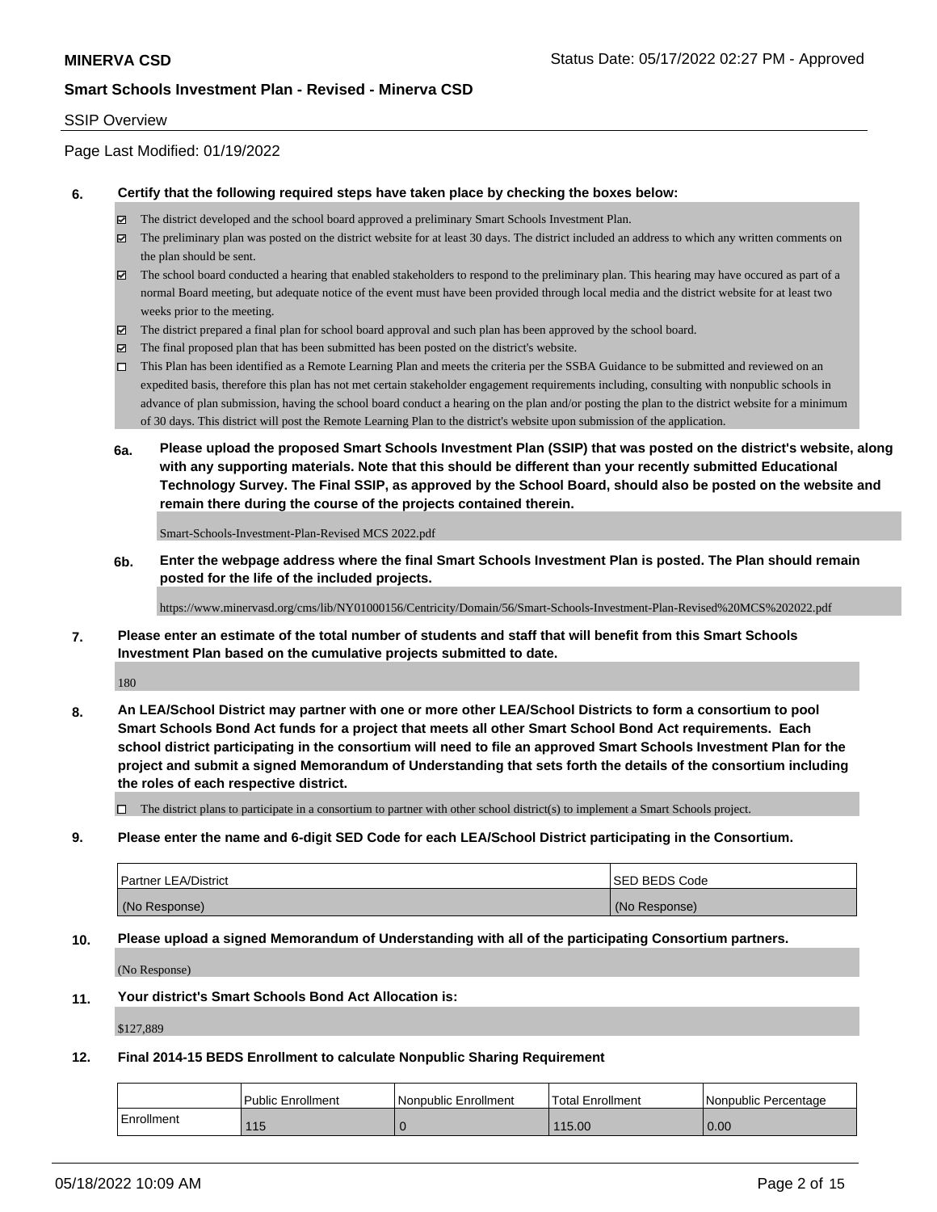SSIP Overview

Page Last Modified: 01/19/2022

**6. Certify that the following required steps have taken place by checking the boxes below:**

- ☑ The district developed and the school board approved a preliminary Smart Schools Investment Plan.
- ☑ The preliminary plan was posted on the district website for at least 30 days. The district included an address to which any written comments on the plan should be sent.
- ☑ The school board conducted a hearing that enabled stakeholders to respond to the preliminary plan. This hearing may have occured as part of a normal Board meeting, but adequate notice of the event must have been provided through local media and the district website for at least two weeks prior to the meeting.
- ☑ The district prepared a final plan for school board approval and such plan has been approved by the school board.
- ☑ The final proposed plan that has been submitted has been posted on the district's website.
- ☐ This Plan has been identified as a Remote Learning Plan and meets the criteria per the SSBA Guidance to be submitted and reviewed on an expedited basis, therefore this plan has not met certain stakeholder engagement requirements including, consulting with nonpublic schools in advance of plan submission, having the school board conduct a hearing on the plan and/or posting the plan to the district website for a minimum of 30 days. This district will post the Remote Learning Plan to the district's website upon submission of the application.

**6a. Please upload the proposed Smart Schools Investment Plan (SSIP) that was posted on the district's website, along with any supporting materials. Note that this should be different than your recently submitted Educational Technology Survey. The Final SSIP, as approved by the School Board, should also be posted on the website and remain there during the course of the projects contained therein.**

Smart-Schools-Investment-Plan-Revised MCS 2022.pdf

**6b. Enter the webpage address where the final Smart Schools Investment Plan is posted. The Plan should remain posted for the life of the included projects.**

https://www.minervasd.org/cms/lib/NY01000156/Centricity/Domain/56/Smart-Schools-Investment-Plan-Revised%20MCS%202022.pdf

**7. Please enter an estimate of the total number of students and staff that will benefit from this Smart Schools Investment Plan based on the cumulative projects submitted to date.**

180

**8. An LEA/School District may partner with one or more other LEA/School Districts to form a consortium to pool Smart Schools Bond Act funds for a project that meets all other Smart School Bond Act requirements. Each school district participating in the consortium will need to file an approved Smart Schools Investment Plan for the project and submit a signed Memorandum of Understanding that sets forth the details of the consortium including the roles of each respective district.**

- ☐ The district plans to participate in a consortium to partner with other school district(s) to implement a Smart Schools project.

**9. Please enter the name and 6-digit SED Code for each LEA/School District participating in the Consortium.**

| Partner LEA/District | SED BEDS Code |
|---|---|
| (No Response) | (No Response) |

**10. Please upload a signed Memorandum of Understanding with all of the participating Consortium partners.**

(No Response)

**11. Your district's Smart Schools Bond Act Allocation is:**

$127,889

**12. Final 2014-15 BEDS Enrollment to calculate Nonpublic Sharing Requirement**

| | Public Enrollment | Nonpublic Enrollment | Total Enrollment | Nonpublic Percentage |
|---|---|---|---|---|
| Enrollment | 115 | 0 | 115.00 | 0.00 |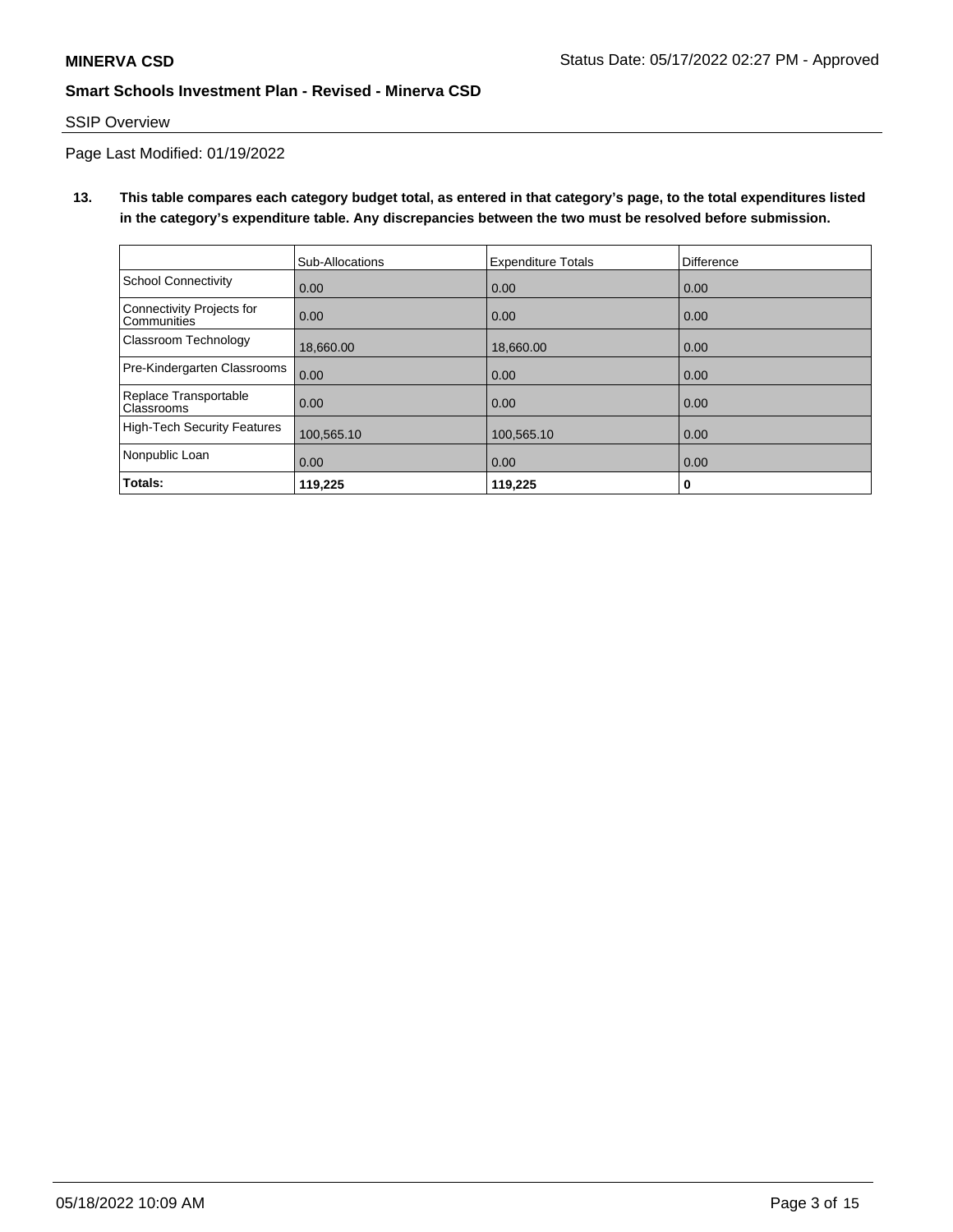SSIP Overview

Page Last Modified: 01/19/2022

**13. This table compares each category budget total, as entered in that category's page, to the total expenditures listed in the category's expenditure table. Any discrepancies between the two must be resolved before submission.**

| | Sub-Allocations | Expenditure Totals | Difference |
|---|---|---|---|
| School Connectivity | 0.00 | 0.00 | 0.00 |
| Connectivity Projects for Communities | 0.00 | 0.00 | 0.00 |
| Classroom Technology | 18,660.00 | 18,660.00 | 0.00 |
| Pre-Kindergarten Classrooms | 0.00 | 0.00 | 0.00 |
| Replace Transportable Classrooms | 0.00 | 0.00 | 0.00 |
| High-Tech Security Features | 100,565.10 | 100,565.10 | 0.00 |
| Nonpublic Loan | 0.00 | 0.00 | 0.00 |
| **Totals:** | **119,225** | **119,225** | **0** |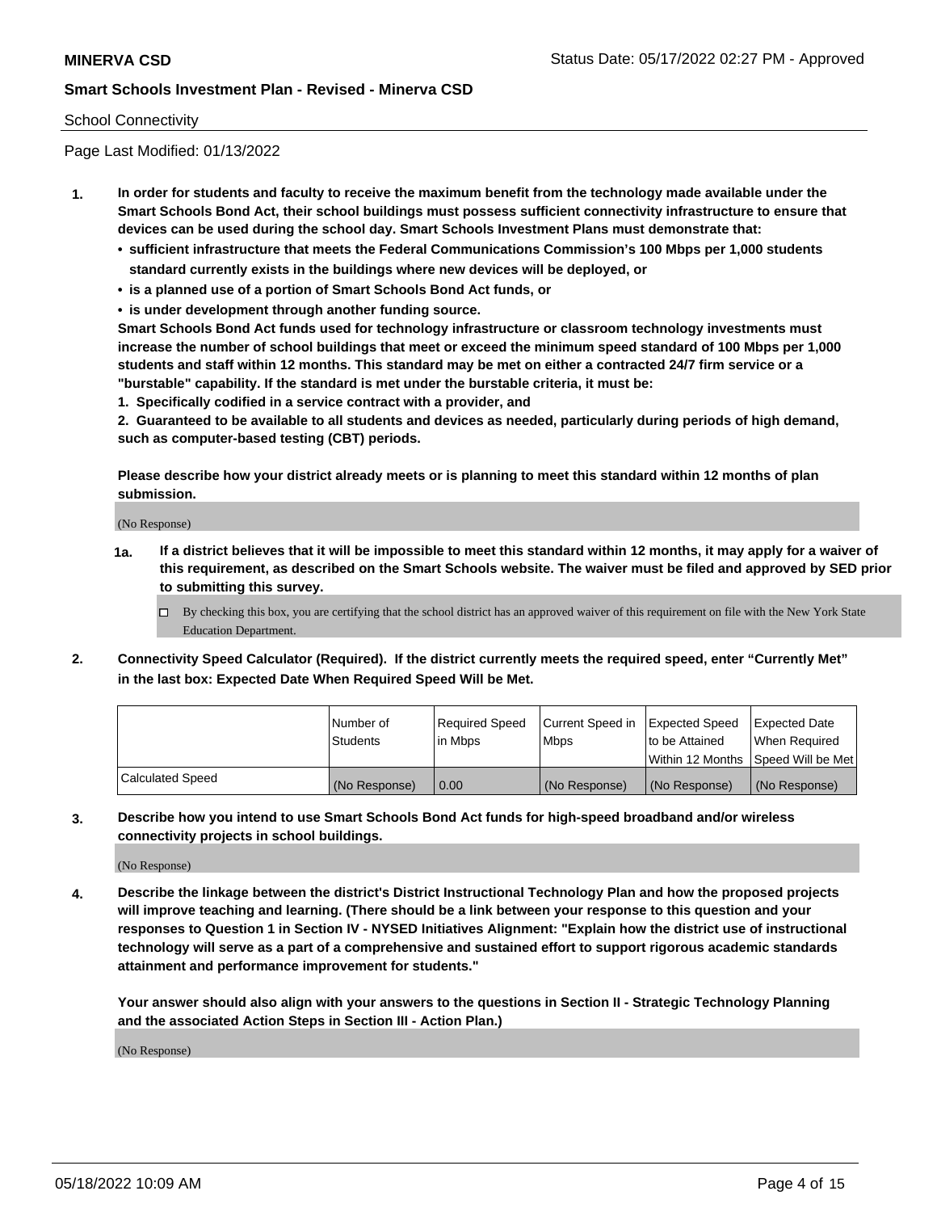School Connectivity

Page Last Modified: 01/13/2022

**1. In order for students and faculty to receive the maximum benefit from the technology made available under the Smart Schools Bond Act, their school buildings must possess sufficient connectivity infrastructure to ensure that devices can be used during the school day. Smart Schools Investment Plans must demonstrate that:**

- **sufficient infrastructure that meets the Federal Communications Commission's 100 Mbps per 1,000 students standard currently exists in the buildings where new devices will be deployed, or**
- **is a planned use of a portion of Smart Schools Bond Act funds, or**
- **is under development through another funding source.**

**Smart Schools Bond Act funds used for technology infrastructure or classroom technology investments must increase the number of school buildings that meet or exceed the minimum speed standard of 100 Mbps per 1,000 students and staff within 12 months. This standard may be met on either a contracted 24/7 firm service or a "burstable" capability. If the standard is met under the burstable criteria, it must be:**

**1. Specifically codified in a service contract with a provider, and**

**2. Guaranteed to be available to all students and devices as needed, particularly during periods of high demand, such as computer-based testing (CBT) periods.**

**Please describe how your district already meets or is planning to meet this standard within 12 months of plan submission.**

(No Response)

**1a. If a district believes that it will be impossible to meet this standard within 12 months, it may apply for a waiver of this requirement, as described on the Smart Schools website. The waiver must be filed and approved by SED prior to submitting this survey.**

☐ By checking this box, you are certifying that the school district has an approved waiver of this requirement on file with the New York State Education Department.

**2. Connectivity Speed Calculator (Required). If the district currently meets the required speed, enter "Currently Met" in the last box: Expected Date When Required Speed Will be Met.**

| | Number of Students | Required Speed in Mbps | Current Speed in Mbps | Expected Speed to be Attained Within 12 Months | Expected Date When Required Speed Will be Met |
|---|---|---|---|---|---|
| Calculated Speed | (No Response) | 0.00 | (No Response) | (No Response) | (No Response) |

**3. Describe how you intend to use Smart Schools Bond Act funds for high-speed broadband and/or wireless connectivity projects in school buildings.**

(No Response)

**4. Describe the linkage between the district's District Instructional Technology Plan and how the proposed projects will improve teaching and learning. (There should be a link between your response to this question and your responses to Question 1 in Section IV - NYSED Initiatives Alignment: "Explain how the district use of instructional technology will serve as a part of a comprehensive and sustained effort to support rigorous academic standards attainment and performance improvement for students."**

**Your answer should also align with your answers to the questions in Section II - Strategic Technology Planning and the associated Action Steps in Section III - Action Plan.)**

(No Response)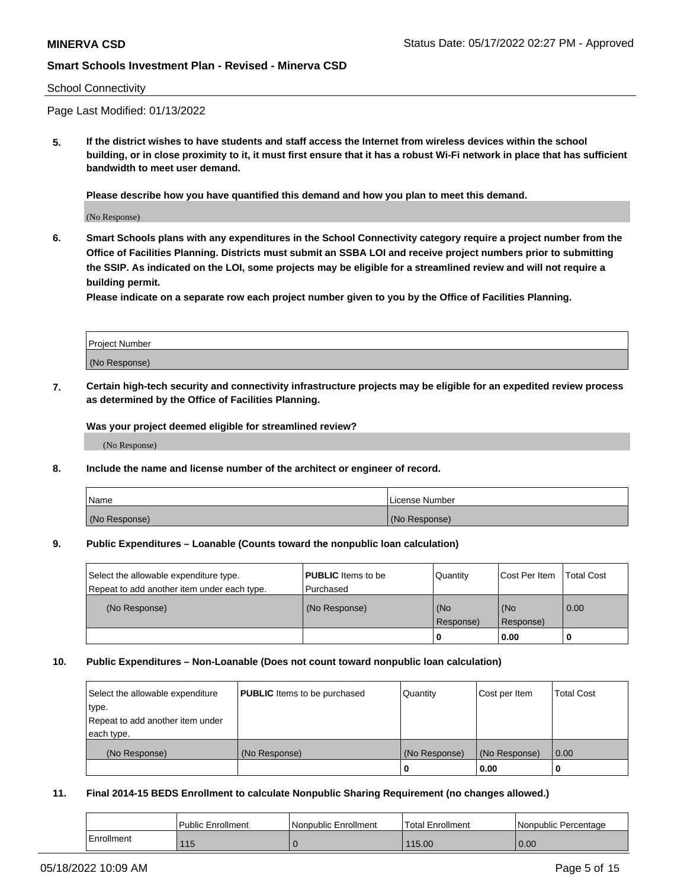School Connectivity

Page Last Modified: 01/13/2022

**5. If the district wishes to have students and staff access the Internet from wireless devices within the school building, or in close proximity to it, it must first ensure that it has a robust Wi-Fi network in place that has sufficient bandwidth to meet user demand.**

**Please describe how you have quantified this demand and how you plan to meet this demand.**

(No Response)

**6. Smart Schools plans with any expenditures in the School Connectivity category require a project number from the Office of Facilities Planning. Districts must submit an SSBA LOI and receive project numbers prior to submitting the SSIP. As indicated on the LOI, some projects may be eligible for a streamlined review and will not require a building permit.**
**Please indicate on a separate row each project number given to you by the Office of Facilities Planning.**

| Project Number |
| --- |
| (No Response) |

**7. Certain high-tech security and connectivity infrastructure projects may be eligible for an expedited review process as determined by the Office of Facilities Planning.**

**Was your project deemed eligible for streamlined review?**

(No Response)

**8. Include the name and license number of the architect or engineer of record.**

| Name | License Number |
| --- | --- |
| (No Response) | (No Response) |

**9. Public Expenditures – Loanable (Counts toward the nonpublic loan calculation)**

| Select the allowable expenditure type. Repeat to add another item under each type. | **PUBLIC** Items to be Purchased | Quantity | Cost Per Item | Total Cost |
| --- | --- | --- | --- | --- |
| (No Response) | (No Response) | (No Response) | (No Response) | 0.00 |
| | | 0 | 0.00 | 0 |

**10. Public Expenditures – Non-Loanable (Does not count toward nonpublic loan calculation)**

| Select the allowable expenditure type. Repeat to add another item under each type. | **PUBLIC** Items to be purchased | Quantity | Cost per Item | Total Cost |
| --- | --- | --- | --- | --- |
| (No Response) | (No Response) | (No Response) | (No Response) | 0.00 |
| | | 0 | 0.00 | 0 |

**11. Final 2014-15 BEDS Enrollment to calculate Nonpublic Sharing Requirement (no changes allowed.)**

| | Public Enrollment | Nonpublic Enrollment | Total Enrollment | Nonpublic Percentage |
| --- | --- | --- | --- | --- |
| Enrollment | 115 | 0 | 115.00 | 0.00 |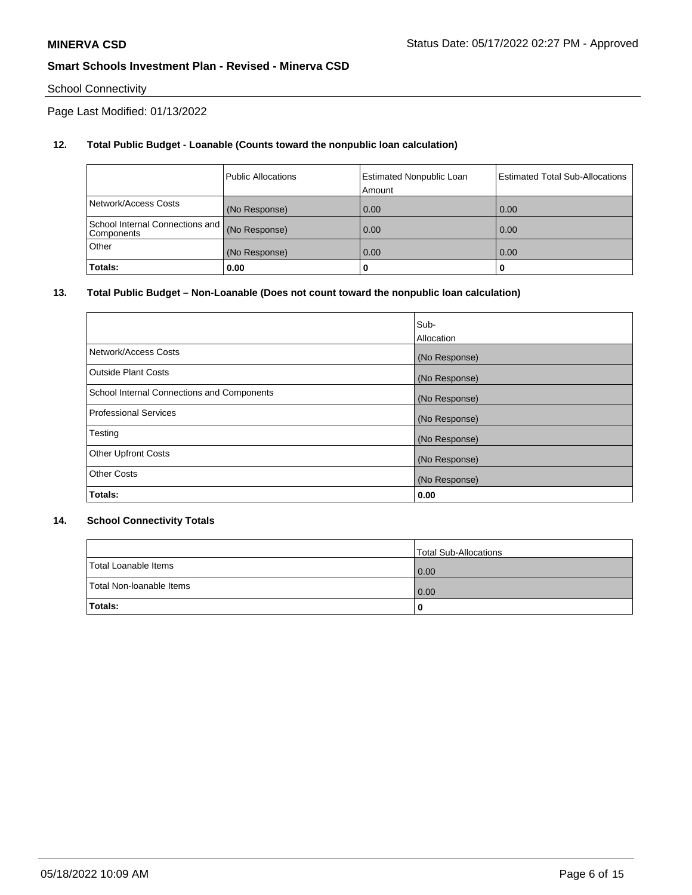School Connectivity

Page Last Modified: 01/13/2022

**12. Total Public Budget - Loanable (Counts toward the nonpublic loan calculation)**

| | Public Allocations | Estimated Nonpublic Loan Amount | Estimated Total Sub-Allocations |
|---|---|---|---|
| Network/Access Costs | (No Response) | 0.00 | 0.00 |
| School Internal Connections and Components | (No Response) | 0.00 | 0.00 |
| Other | (No Response) | 0.00 | 0.00 |
| **Totals:** | **0.00** | **0** | **0** |

**13. Total Public Budget – Non-Loanable (Does not count toward the nonpublic loan calculation)**

| | Sub-Allocation |
|---|---|
| Network/Access Costs | (No Response) |
| Outside Plant Costs | (No Response) |
| School Internal Connections and Components | (No Response) |
| Professional Services | (No Response) |
| Testing | (No Response) |
| Other Upfront Costs | (No Response) |
| Other Costs | (No Response) |
| **Totals:** | **0.00** |

**14. School Connectivity Totals**

| | Total Sub-Allocations |
|---|---|
| Total Loanable Items | 0.00 |
| Total Non-loanable Items | 0.00 |
| **Totals:** | **0** |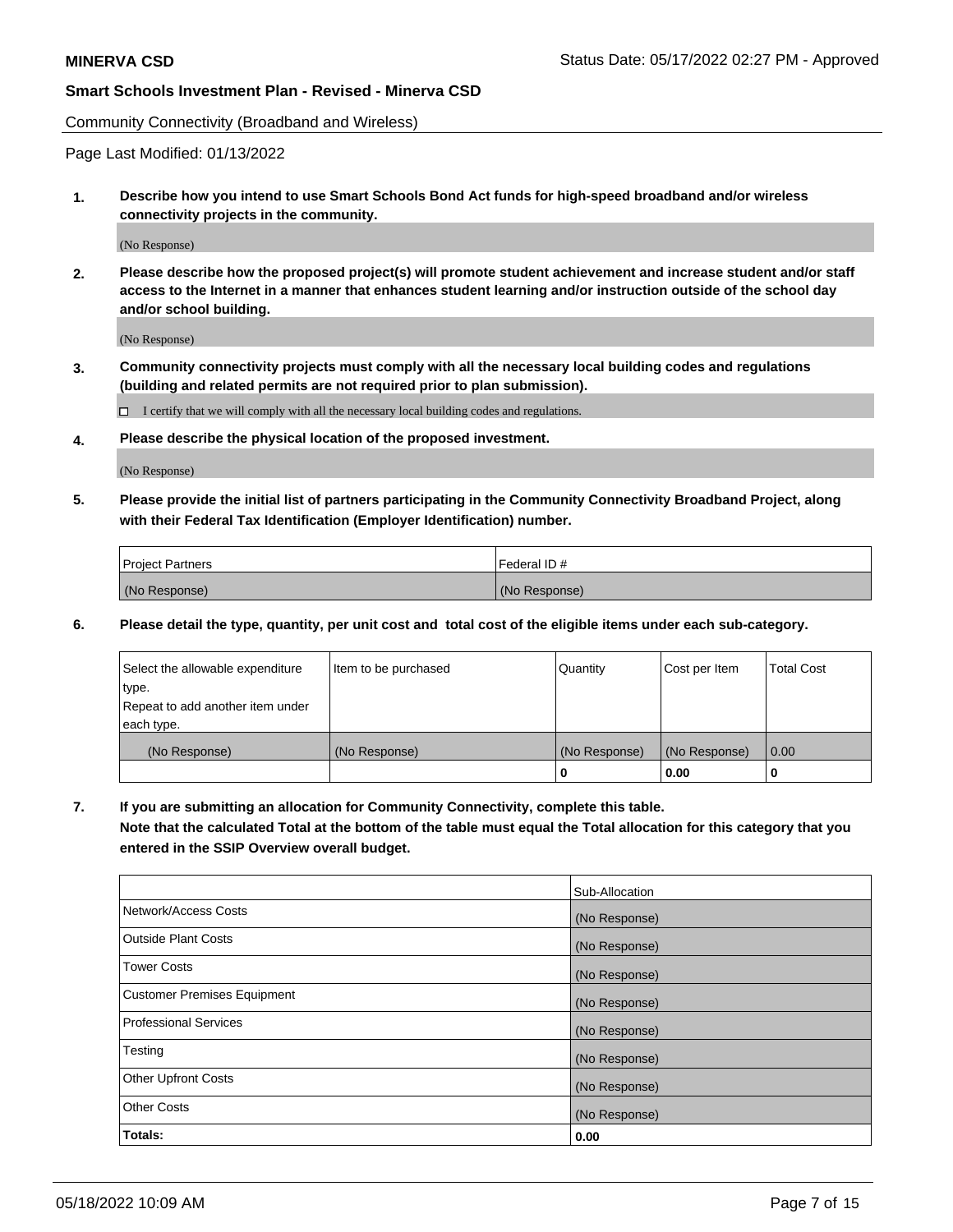**MINERVA CSD** Status Date: 05/17/2022 02:27 PM - Approved

**Smart Schools Investment Plan - Revised - Minerva CSD**

Community Connectivity (Broadband and Wireless)

Page Last Modified: 01/13/2022

**1. Describe how you intend to use Smart Schools Bond Act funds for high-speed broadband and/or wireless connectivity projects in the community.**

(No Response)

**2. Please describe how the proposed project(s) will promote student achievement and increase student and/or staff access to the Internet in a manner that enhances student learning and/or instruction outside of the school day and/or school building.**

(No Response)

**3. Community connectivity projects must comply with all the necessary local building codes and regulations (building and related permits are not required prior to plan submission).**

☐ I certify that we will comply with all the necessary local building codes and regulations.

**4. Please describe the physical location of the proposed investment.**

(No Response)

**5. Please provide the initial list of partners participating in the Community Connectivity Broadband Project, along with their Federal Tax Identification (Employer Identification) number.**

| Project Partners | Federal ID # |
|---|---|
| (No Response) | (No Response) |

**6. Please detail the type, quantity, per unit cost and total cost of the eligible items under each sub-category.**

| Select the allowable expenditure type. Repeat to add another item under each type. | Item to be purchased | Quantity | Cost per Item | Total Cost |
|---|---|---|---|---|
| (No Response) | (No Response) | (No Response) | (No Response) | 0.00 |
| | | **0** | **0.00** | **0** |

**7. If you are submitting an allocation for Community Connectivity, complete this table. Note that the calculated Total at the bottom of the table must equal the Total allocation for this category that you entered in the SSIP Overview overall budget.**

| | Sub-Allocation |
|---|---|
| Network/Access Costs | (No Response) |
| Outside Plant Costs | (No Response) |
| Tower Costs | (No Response) |
| Customer Premises Equipment | (No Response) |
| Professional Services | (No Response) |
| Testing | (No Response) |
| Other Upfront Costs | (No Response) |
| Other Costs | (No Response) |
| **Totals:** | **0.00** |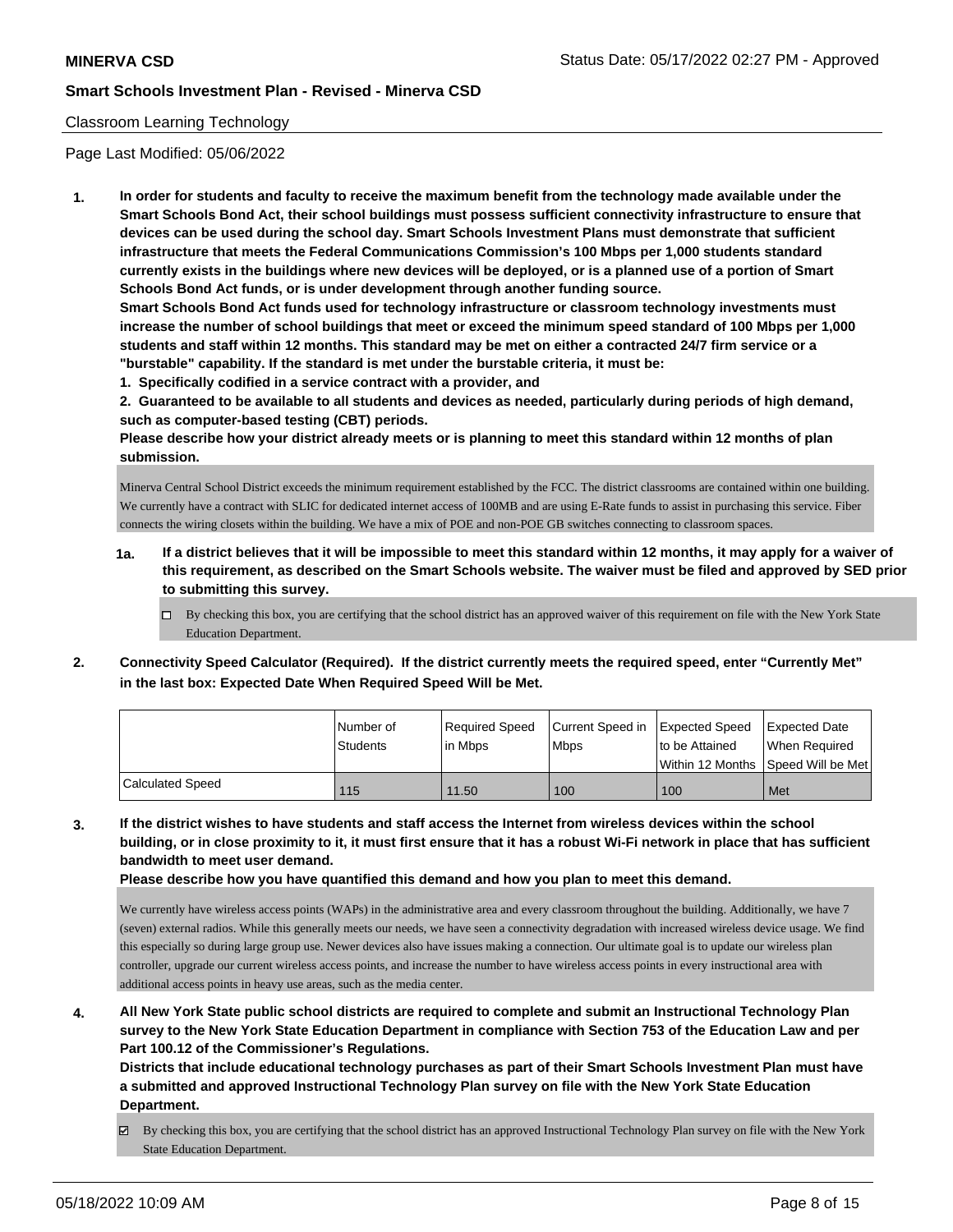Classroom Learning Technology

Page Last Modified: 05/06/2022

1. **In order for students and faculty to receive the maximum benefit from the technology made available under the Smart Schools Bond Act, their school buildings must possess sufficient connectivity infrastructure to ensure that devices can be used during the school day. Smart Schools Investment Plans must demonstrate that sufficient infrastructure that meets the Federal Communications Commission's 100 Mbps per 1,000 students standard currently exists in the buildings where new devices will be deployed, or is a planned use of a portion of Smart Schools Bond Act funds, or is under development through another funding source.**
   **Smart Schools Bond Act funds used for technology infrastructure or classroom technology investments must increase the number of school buildings that meet or exceed the minimum speed standard of 100 Mbps per 1,000 students and staff within 12 months. This standard may be met on either a contracted 24/7 firm service or a "burstable" capability. If the standard is met under the burstable criteria, it must be:**
   **1. Specifically codified in a service contract with a provider, and**
   **2. Guaranteed to be available to all students and devices as needed, particularly during periods of high demand, such as computer-based testing (CBT) periods.**
   **Please describe how your district already meets or is planning to meet this standard within 12 months of plan submission.**

   Minerva Central School District exceeds the minimum requirement established by the FCC. The district classrooms are contained within one building. We currently have a contract with SLIC for dedicated internet access of 100MB and are using E-Rate funds to assist in purchasing this service. Fiber connects the wiring closets within the building. We have a mix of POE and non-POE GB switches connecting to classroom spaces.

   **1a. If a district believes that it will be impossible to meet this standard within 12 months, it may apply for a waiver of this requirement, as described on the Smart Schools website. The waiver must be filed and approved by SED prior to submitting this survey.**

   - [ ] By checking this box, you are certifying that the school district has an approved waiver of this requirement on file with the New York State Education Department.

2. **Connectivity Speed Calculator (Required). If the district currently meets the required speed, enter "Currently Met" in the last box: Expected Date When Required Speed Will be Met.**

| | Number of Students | Required Speed in Mbps | Current Speed in Mbps | Expected Speed to be Attained Within 12 Months | Expected Date When Required Speed Will be Met |
|---|---|---|---|---|---|
| Calculated Speed | 115 | 11.50 | 100 | 100 | Met |

3. **If the district wishes to have students and staff access the Internet from wireless devices within the school building, or in close proximity to it, it must first ensure that it has a robust Wi-Fi network in place that has sufficient bandwidth to meet user demand.**
   **Please describe how you have quantified this demand and how you plan to meet this demand.**

   We currently have wireless access points (WAPs) in the administrative area and every classroom throughout the building. Additionally, we have 7 (seven) external radios. While this generally meets our needs, we have seen a connectivity degradation with increased wireless device usage. We find this especially so during large group use. Newer devices also have issues making a connection. Our ultimate goal is to update our wireless plan controller, upgrade our current wireless access points, and increase the number to have wireless access points in every instructional area with additional access points in heavy use areas, such as the media center.

4. **All New York State public school districts are required to complete and submit an Instructional Technology Plan survey to the New York State Education Department in compliance with Section 753 of the Education Law and per Part 100.12 of the Commissioner's Regulations.**
   **Districts that include educational technology purchases as part of their Smart Schools Investment Plan must have a submitted and approved Instructional Technology Plan survey on file with the New York State Education Department.**

   - [x] By checking this box, you are certifying that the school district has an approved Instructional Technology Plan survey on file with the New York State Education Department.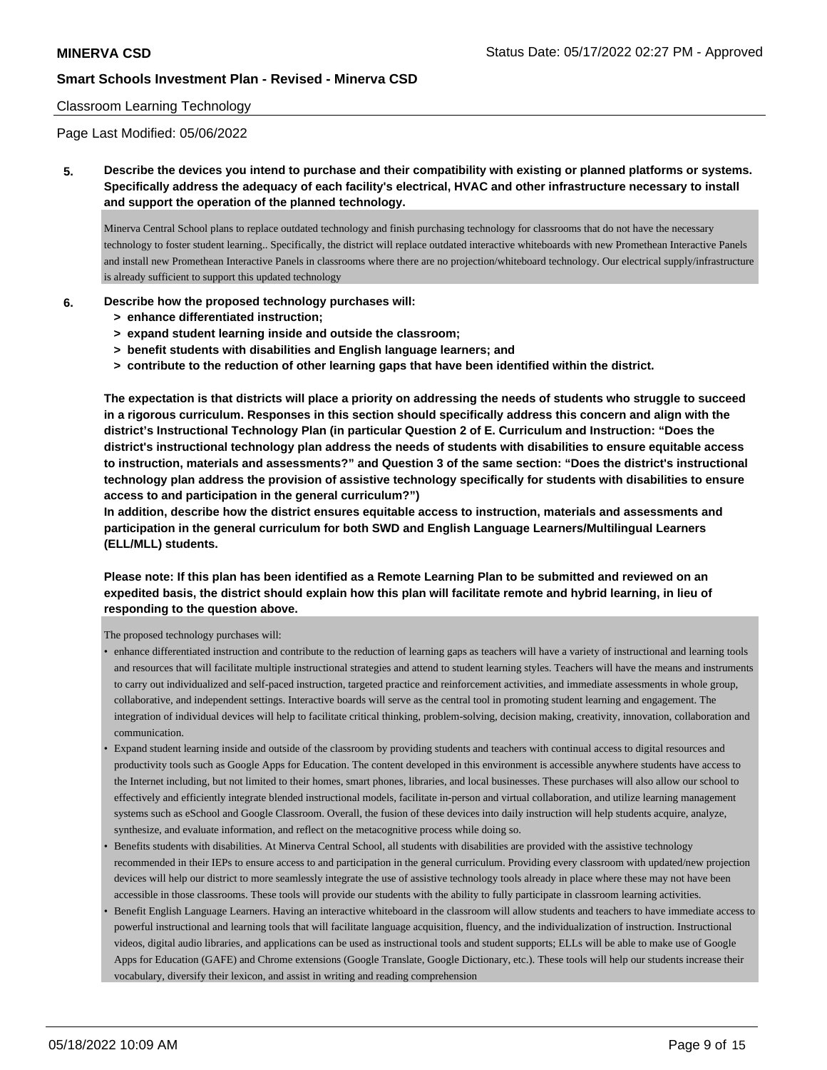## Classroom Learning Technology

Page Last Modified: 05/06/2022

**5. Describe the devices you intend to purchase and their compatibility with existing or planned platforms or systems. Specifically address the adequacy of each facility's electrical, HVAC and other infrastructure necessary to install and support the operation of the planned technology.**

Minerva Central School plans to replace outdated technology and finish purchasing technology for classrooms that do not have the necessary technology to foster student learning.. Specifically, the district will replace outdated interactive whiteboards with new Promethean Interactive Panels and install new Promethean Interactive Panels in classrooms where there are no projection/whiteboard technology. Our electrical supply/infrastructure is already sufficient to support this updated technology

**6. Describe how the proposed technology purchases will:**
- **> enhance differentiated instruction;**
- **> expand student learning inside and outside the classroom;**
- **> benefit students with disabilities and English language learners; and**
- **> contribute to the reduction of other learning gaps that have been identified within the district.**

**The expectation is that districts will place a priority on addressing the needs of students who struggle to succeed in a rigorous curriculum. Responses in this section should specifically address this concern and align with the district's Instructional Technology Plan (in particular Question 2 of E. Curriculum and Instruction: "Does the district's instructional technology plan address the needs of students with disabilities to ensure equitable access to instruction, materials and assessments?" and Question 3 of the same section: "Does the district's instructional technology plan address the provision of assistive technology specifically for students with disabilities to ensure access to and participation in the general curriculum?")**

**In addition, describe how the district ensures equitable access to instruction, materials and assessments and participation in the general curriculum for both SWD and English Language Learners/Multilingual Learners (ELL/MLL) students.**

**Please note: If this plan has been identified as a Remote Learning Plan to be submitted and reviewed on an expedited basis, the district should explain how this plan will facilitate remote and hybrid learning, in lieu of responding to the question above.**

The proposed technology purchases will:

- enhance differentiated instruction and contribute to the reduction of learning gaps as teachers will have a variety of instructional and learning tools and resources that will facilitate multiple instructional strategies and attend to student learning styles. Teachers will have the means and instruments to carry out individualized and self-paced instruction, targeted practice and reinforcement activities, and immediate assessments in whole group, collaborative, and independent settings. Interactive boards will serve as the central tool in promoting student learning and engagement. The integration of individual devices will help to facilitate critical thinking, problem-solving, decision making, creativity, innovation, collaboration and communication.
- Expand student learning inside and outside of the classroom by providing students and teachers with continual access to digital resources and productivity tools such as Google Apps for Education. The content developed in this environment is accessible anywhere students have access to the Internet including, but not limited to their homes, smart phones, libraries, and local businesses. These purchases will also allow our school to effectively and efficiently integrate blended instructional models, facilitate in-person and virtual collaboration, and utilize learning management systems such as eSchool and Google Classroom. Overall, the fusion of these devices into daily instruction will help students acquire, analyze, synthesize, and evaluate information, and reflect on the metacognitive process while doing so.
- Benefits students with disabilities. At Minerva Central School, all students with disabilities are provided with the assistive technology recommended in their IEPs to ensure access to and participation in the general curriculum. Providing every classroom with updated/new projection devices will help our district to more seamlessly integrate the use of assistive technology tools already in place where these may not have been accessible in those classrooms. These tools will provide our students with the ability to fully participate in classroom learning activities.
- Benefit English Language Learners. Having an interactive whiteboard in the classroom will allow students and teachers to have immediate access to powerful instructional and learning tools that will facilitate language acquisition, fluency, and the individualization of instruction. Instructional videos, digital audio libraries, and applications can be used as instructional tools and student supports; ELLs will be able to make use of Google Apps for Education (GAFE) and Chrome extensions (Google Translate, Google Dictionary, etc.). These tools will help our students increase their vocabulary, diversify their lexicon, and assist in writing and reading comprehension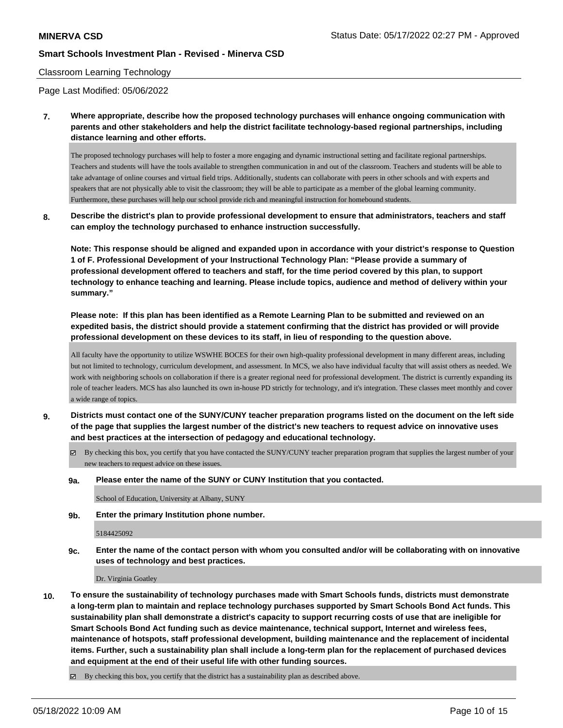Classroom Learning Technology

Page Last Modified: 05/06/2022

**7. Where appropriate, describe how the proposed technology purchases will enhance ongoing communication with parents and other stakeholders and help the district facilitate technology-based regional partnerships, including distance learning and other efforts.**

The proposed technology purchases will help to foster a more engaging and dynamic instructional setting and facilitate regional partnerships. Teachers and students will have the tools available to strengthen communication in and out of the classroom. Teachers and students will be able to take advantage of online courses and virtual field trips. Additionally, students can collaborate with peers in other schools and with experts and speakers that are not physically able to visit the classroom; they will be able to participate as a member of the global learning community. Furthermore, these purchases will help our school provide rich and meaningful instruction for homebound students.

**8. Describe the district's plan to provide professional development to ensure that administrators, teachers and staff can employ the technology purchased to enhance instruction successfully.**

**Note: This response should be aligned and expanded upon in accordance with your district's response to Question 1 of F. Professional Development of your Instructional Technology Plan: "Please provide a summary of professional development offered to teachers and staff, for the time period covered by this plan, to support technology to enhance teaching and learning. Please include topics, audience and method of delivery within your summary."**

**Please note: If this plan has been identified as a Remote Learning Plan to be submitted and reviewed on an expedited basis, the district should provide a statement confirming that the district has provided or will provide professional development on these devices to its staff, in lieu of responding to the question above.**

All faculty have the opportunity to utilize WSWHE BOCES for their own high-quality professional development in many different areas, including but not limited to technology, curriculum development, and assessment. In MCS, we also have individual faculty that will assist others as needed. We work with neighboring schools on collaboration if there is a greater regional need for professional development. The district is currently expanding its role of teacher leaders. MCS has also launched its own in-house PD strictly for technology, and it's integration. These classes meet monthly and cover a wide range of topics.

**9. Districts must contact one of the SUNY/CUNY teacher preparation programs listed on the document on the left side of the page that supplies the largest number of the district's new teachers to request advice on innovative uses and best practices at the intersection of pedagogy and educational technology.**

☑ By checking this box, you certify that you have contacted the SUNY/CUNY teacher preparation program that supplies the largest number of your new teachers to request advice on these issues.

**9a. Please enter the name of the SUNY or CUNY Institution that you contacted.**

School of Education, University at Albany, SUNY

**9b. Enter the primary Institution phone number.**

5184425092

**9c. Enter the name of the contact person with whom you consulted and/or will be collaborating with on innovative uses of technology and best practices.**

Dr. Virginia Goatley

**10. To ensure the sustainability of technology purchases made with Smart Schools funds, districts must demonstrate a long-term plan to maintain and replace technology purchases supported by Smart Schools Bond Act funds. This sustainability plan shall demonstrate a district's capacity to support recurring costs of use that are ineligible for Smart Schools Bond Act funding such as device maintenance, technical support, Internet and wireless fees, maintenance of hotspots, staff professional development, building maintenance and the replacement of incidental items. Further, such a sustainability plan shall include a long-term plan for the replacement of purchased devices and equipment at the end of their useful life with other funding sources.**

☑ By checking this box, you certify that the district has a sustainability plan as described above.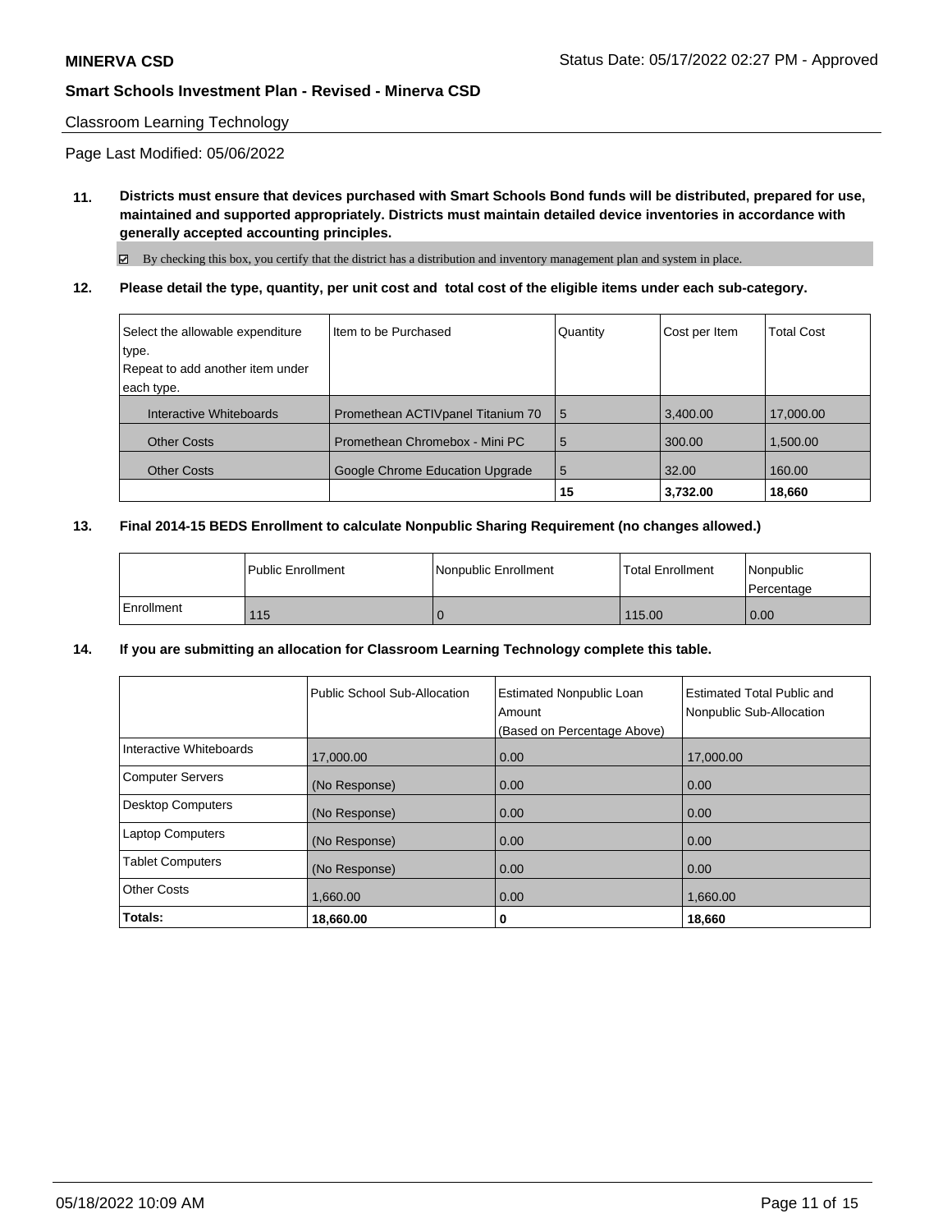**MINERVA CSD**

Status Date: 05/17/2022 02:27 PM - Approved

**Smart Schools Investment Plan - Revised - Minerva CSD**

Classroom Learning Technology

Page Last Modified: 05/06/2022

**11. Districts must ensure that devices purchased with Smart Schools Bond funds will be distributed, prepared for use, maintained and supported appropriately. Districts must maintain detailed device inventories in accordance with generally accepted accounting principles.**

☑ By checking this box, you certify that the district has a distribution and inventory management plan and system in place.

**12. Please detail the type, quantity, per unit cost and total cost of the eligible items under each sub-category.**

| Select the allowable expenditure type. Repeat to add another item under each type. | Item to be Purchased | Quantity | Cost per Item | Total Cost |
|---|---|---|---|---|
| Interactive Whiteboards | Promethean ACTIVpanel Titanium 70 | 5 | 3,400.00 | 17,000.00 |
| Other Costs | Promethean Chromebox - Mini PC | 5 | 300.00 | 1,500.00 |
| Other Costs | Google Chrome Education Upgrade | 5 | 32.00 | 160.00 |
| | | **15** | **3,732.00** | **18,660** |

**13. Final 2014-15 BEDS Enrollment to calculate Nonpublic Sharing Requirement (no changes allowed.)**

| | Public Enrollment | Nonpublic Enrollment | Total Enrollment | Nonpublic Percentage |
|---|---|---|---|---|
| Enrollment | 115 | 0 | 115.00 | 0.00 |

**14. If you are submitting an allocation for Classroom Learning Technology complete this table.**

| | Public School Sub-Allocation | Estimated Nonpublic Loan Amount (Based on Percentage Above) | Estimated Total Public and Nonpublic Sub-Allocation |
|---|---|---|---|
| Interactive Whiteboards | 17,000.00 | 0.00 | 17,000.00 |
| Computer Servers | (No Response) | 0.00 | 0.00 |
| Desktop Computers | (No Response) | 0.00 | 0.00 |
| Laptop Computers | (No Response) | 0.00 | 0.00 |
| Tablet Computers | (No Response) | 0.00 | 0.00 |
| Other Costs | 1,660.00 | 0.00 | 1,660.00 |
| **Totals:** | **18,660.00** | **0** | **18,660** |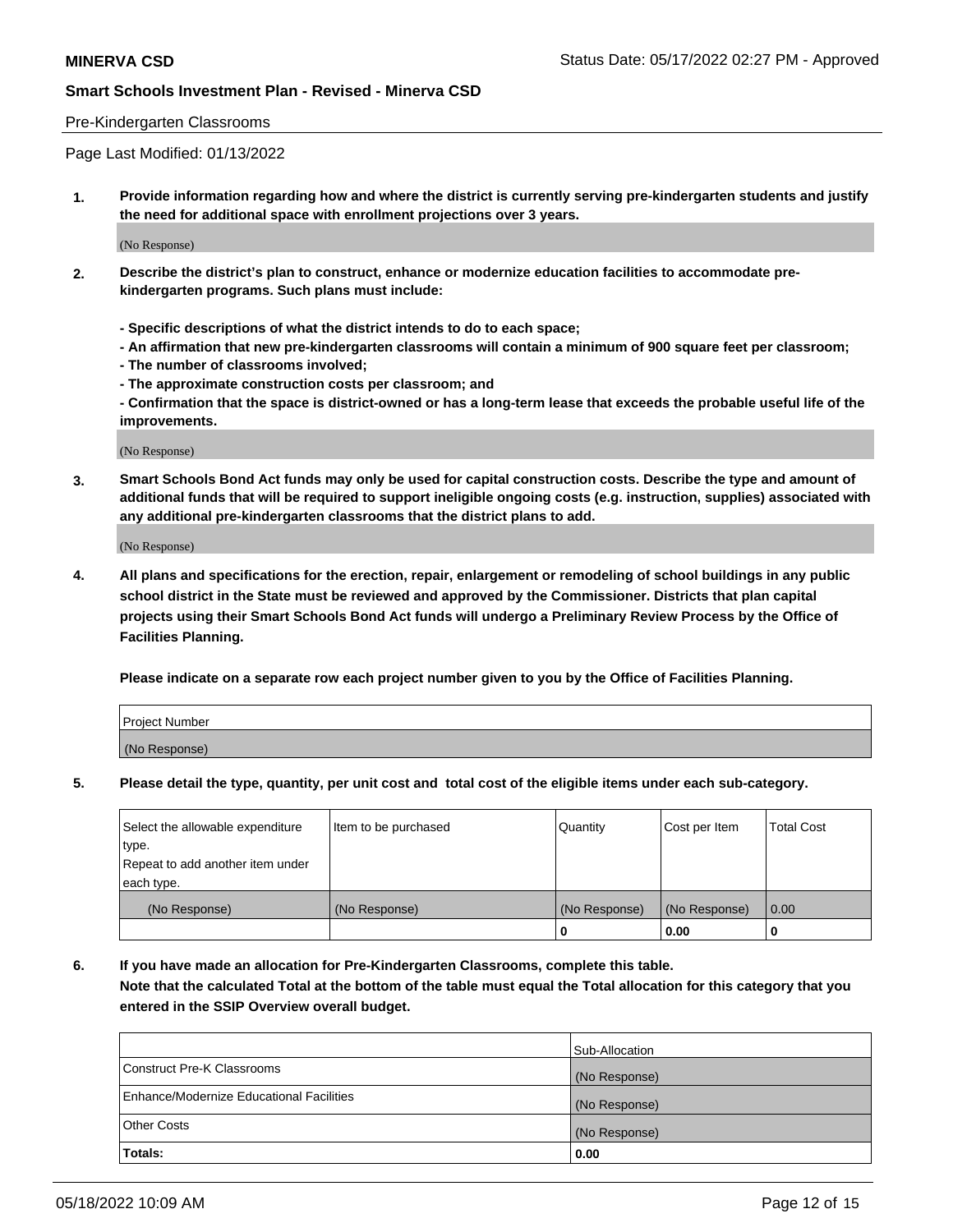## Pre-Kindergarten Classrooms

Page Last Modified: 01/13/2022

**1. Provide information regarding how and where the district is currently serving pre-kindergarten students and justify the need for additional space with enrollment projections over 3 years.**

(No Response)

**2. Describe the district's plan to construct, enhance or modernize education facilities to accommodate pre-kindergarten programs. Such plans must include:**

**- Specific descriptions of what the district intends to do to each space;**
**- An affirmation that new pre-kindergarten classrooms will contain a minimum of 900 square feet per classroom;**
**- The number of classrooms involved;**
**- The approximate construction costs per classroom; and**
**- Confirmation that the space is district-owned or has a long-term lease that exceeds the probable useful life of the improvements.**

(No Response)

**3. Smart Schools Bond Act funds may only be used for capital construction costs. Describe the type and amount of additional funds that will be required to support ineligible ongoing costs (e.g. instruction, supplies) associated with any additional pre-kindergarten classrooms that the district plans to add.**

(No Response)

**4. All plans and specifications for the erection, repair, enlargement or remodeling of school buildings in any public school district in the State must be reviewed and approved by the Commissioner. Districts that plan capital projects using their Smart Schools Bond Act funds will undergo a Preliminary Review Process by the Office of Facilities Planning.**

**Please indicate on a separate row each project number given to you by the Office of Facilities Planning.**

| Project Number |
| --- |
| (No Response) |

**5. Please detail the type, quantity, per unit cost and total cost of the eligible items under each sub-category.**

| Select the allowable expenditure type. Repeat to add another item under each type. | Item to be purchased | Quantity | Cost per Item | Total Cost |
| --- | --- | --- | --- | --- |
| (No Response) | (No Response) | (No Response) | (No Response) | 0.00 |
| | | 0 | 0.00 | 0 |

**6. If you have made an allocation for Pre-Kindergarten Classrooms, complete this table.**
**Note that the calculated Total at the bottom of the table must equal the Total allocation for this category that you entered in the SSIP Overview overall budget.**

| | Sub-Allocation |
| --- | --- |
| Construct Pre-K Classrooms | (No Response) |
| Enhance/Modernize Educational Facilities | (No Response) |
| Other Costs | (No Response) |
| **Totals:** | **0.00** |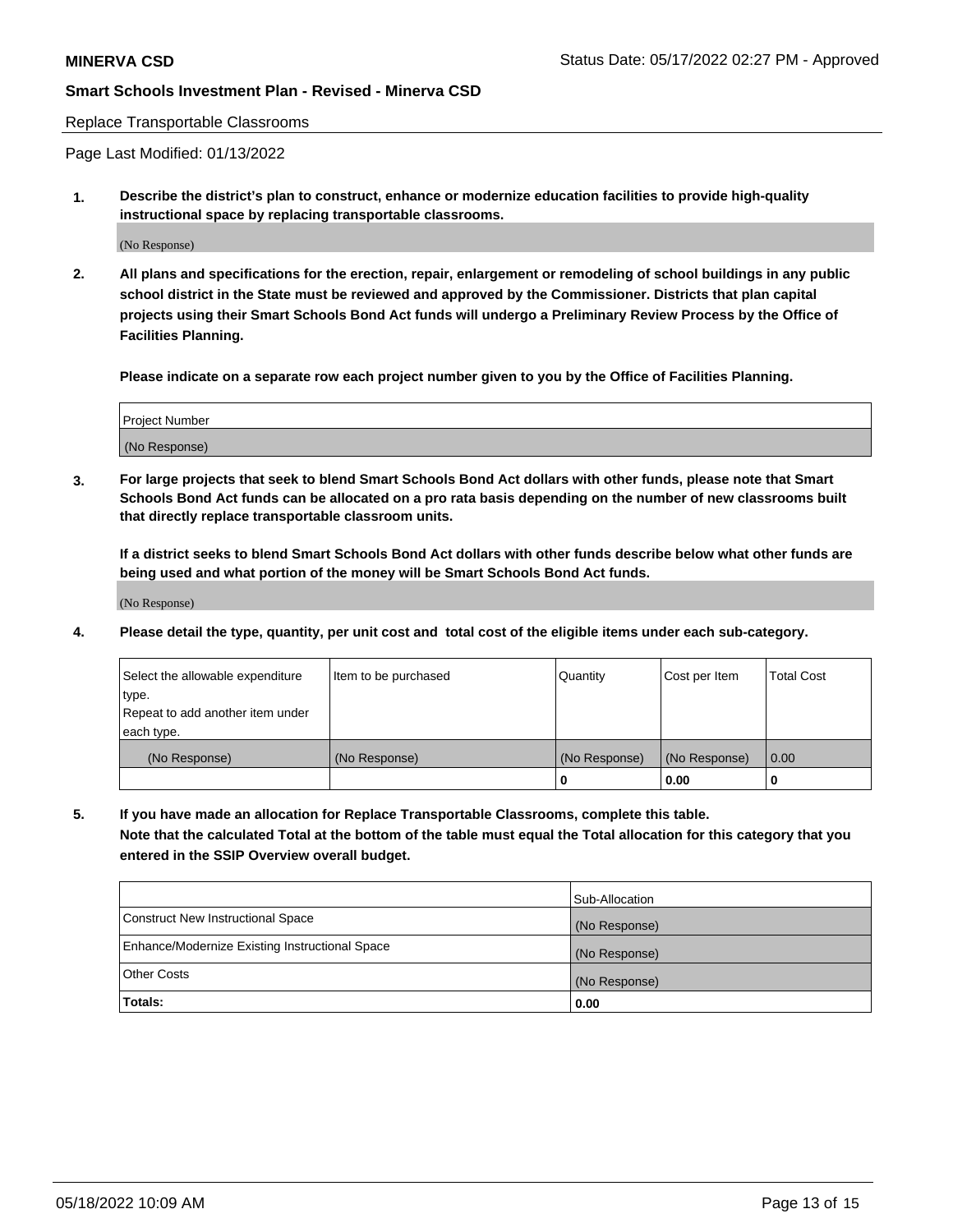## Replace Transportable Classrooms

Page Last Modified: 01/13/2022

**1. Describe the district's plan to construct, enhance or modernize education facilities to provide high-quality instructional space by replacing transportable classrooms.**

(No Response)

**2. All plans and specifications for the erection, repair, enlargement or remodeling of school buildings in any public school district in the State must be reviewed and approved by the Commissioner. Districts that plan capital projects using their Smart Schools Bond Act funds will undergo a Preliminary Review Process by the Office of Facilities Planning.**

**Please indicate on a separate row each project number given to you by the Office of Facilities Planning.**

| Project Number |
|---|
| (No Response) |

**3. For large projects that seek to blend Smart Schools Bond Act dollars with other funds, please note that Smart Schools Bond Act funds can be allocated on a pro rata basis depending on the number of new classrooms built that directly replace transportable classroom units.**

**If a district seeks to blend Smart Schools Bond Act dollars with other funds describe below what other funds are being used and what portion of the money will be Smart Schools Bond Act funds.**

(No Response)

**4. Please detail the type, quantity, per unit cost and total cost of the eligible items under each sub-category.**

| Select the allowable expenditure type. Repeat to add another item under each type. | Item to be purchased | Quantity | Cost per Item | Total Cost |
|---|---|---|---|---|
| (No Response) | (No Response) | (No Response) | (No Response) | 0.00 |
| | | 0 | 0.00 | 0 |

**5. If you have made an allocation for Replace Transportable Classrooms, complete this table. Note that the calculated Total at the bottom of the table must equal the Total allocation for this category that you entered in the SSIP Overview overall budget.**

| | Sub-Allocation |
|---|---|
| Construct New Instructional Space | (No Response) |
| Enhance/Modernize Existing Instructional Space | (No Response) |
| Other Costs | (No Response) |
| **Totals:** | **0.00** |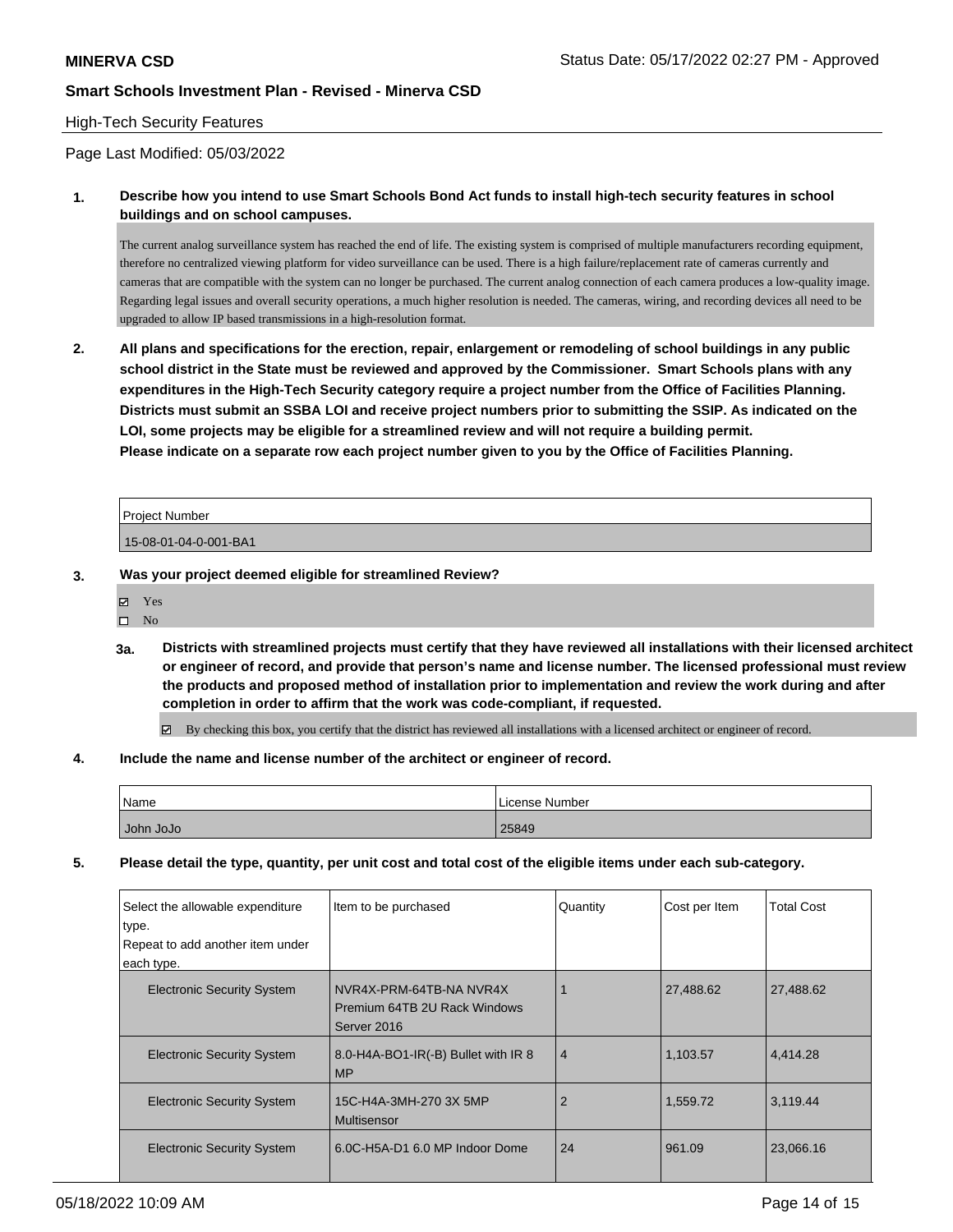## High-Tech Security Features

Page Last Modified: 05/03/2022

**1. Describe how you intend to use Smart Schools Bond Act funds to install high-tech security features in school buildings and on school campuses.**

The current analog surveillance system has reached the end of life. The existing system is comprised of multiple manufacturers recording equipment, therefore no centralized viewing platform for video surveillance can be used. There is a high failure/replacement rate of cameras currently and cameras that are compatible with the system can no longer be purchased. The current analog connection of each camera produces a low-quality image. Regarding legal issues and overall security operations, a much higher resolution is needed. The cameras, wiring, and recording devices all need to be upgraded to allow IP based transmissions in a high-resolution format.

**2. All plans and specifications for the erection, repair, enlargement or remodeling of school buildings in any public school district in the State must be reviewed and approved by the Commissioner. Smart Schools plans with any expenditures in the High-Tech Security category require a project number from the Office of Facilities Planning. Districts must submit an SSBA LOI and receive project numbers prior to submitting the SSIP. As indicated on the LOI, some projects may be eligible for a streamlined review and will not require a building permit. Please indicate on a separate row each project number given to you by the Office of Facilities Planning.**

| Project Number |
|---|
| 15-08-01-04-0-001-BA1 |

**3. Was your project deemed eligible for streamlined Review?**

- ☑ Yes
- ☐ No

**3a. Districts with streamlined projects must certify that they have reviewed all installations with their licensed architect or engineer of record, and provide that person's name and license number. The licensed professional must review the products and proposed method of installation prior to implementation and review the work during and after completion in order to affirm that the work was code-compliant, if requested.**

☑ By checking this box, you certify that the district has reviewed all installations with a licensed architect or engineer of record.

**4. Include the name and license number of the architect or engineer of record.**

| Name | License Number |
|---|---|
| John JoJo | 25849 |

**5. Please detail the type, quantity, per unit cost and total cost of the eligible items under each sub-category.**

| Select the allowable expenditure type. Repeat to add another item under each type. | Item to be purchased | Quantity | Cost per Item | Total Cost |
|---|---|---|---|---|
| Electronic Security System | NVR4X-PRM-64TB-NA NVR4X Premium 64TB 2U Rack Windows Server 2016 | 1 | 27,488.62 | 27,488.62 |
| Electronic Security System | 8.0-H4A-BO1-IR(-B) Bullet with IR 8 MP | 4 | 1,103.57 | 4,414.28 |
| Electronic Security System | 15C-H4A-3MH-270 3X 5MP Multisensor | 2 | 1,559.72 | 3,119.44 |
| Electronic Security System | 6.0C-H5A-D1 6.0 MP Indoor Dome | 24 | 961.09 | 23,066.16 |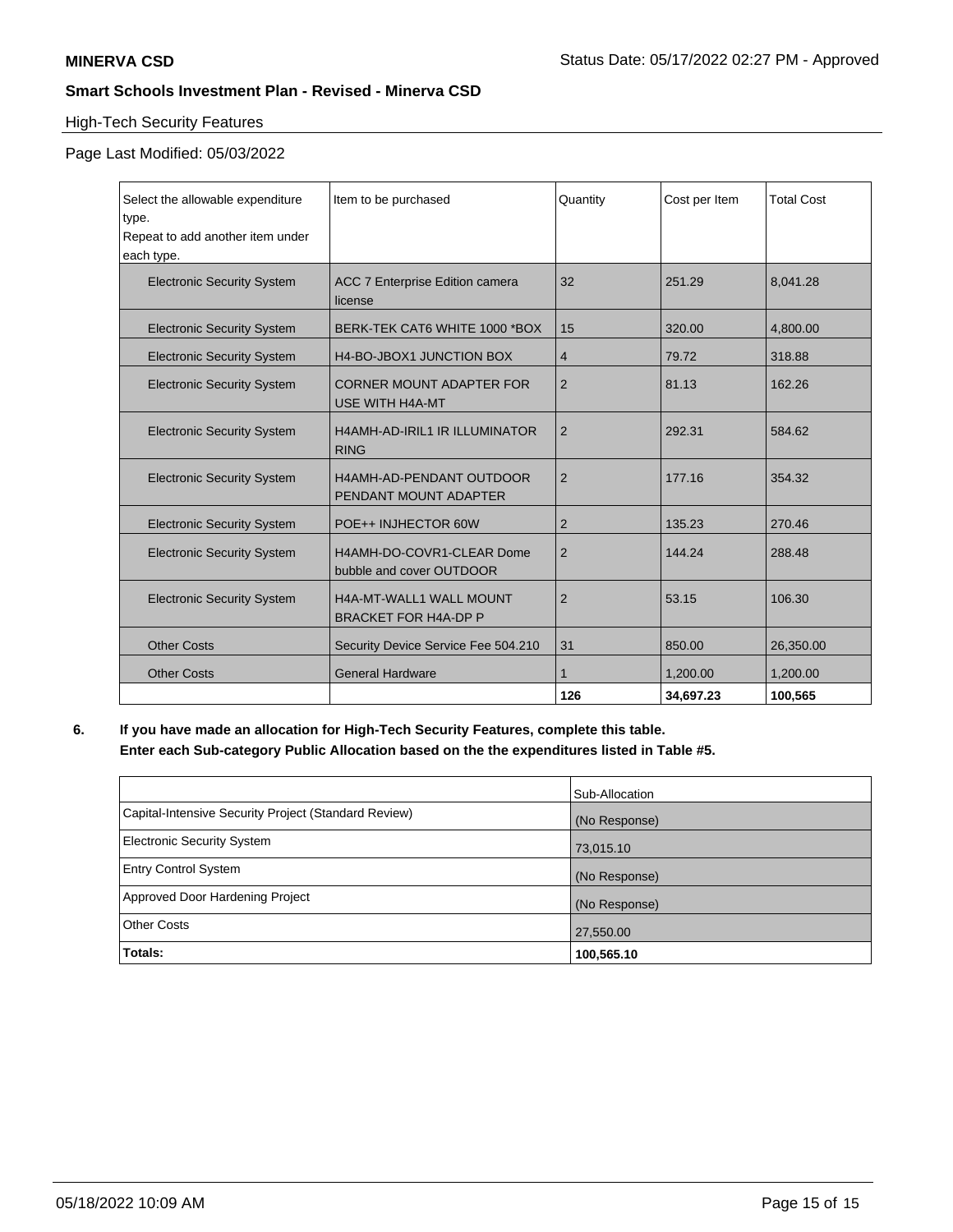**MINERVA CSD**

Status Date: 05/17/2022 02:27 PM - Approved

**Smart Schools Investment Plan - Revised - Minerva CSD**

High-Tech Security Features

Page Last Modified: 05/03/2022

| Select the allowable expenditure type. Repeat to add another item under each type. | Item to be purchased | Quantity | Cost per Item | Total Cost |
|---|---|---|---|---|
| Electronic Security System | ACC 7 Enterprise Edition camera license | 32 | 251.29 | 8,041.28 |
| Electronic Security System | BERK-TEK CAT6 WHITE 1000 *BOX | 15 | 320.00 | 4,800.00 |
| Electronic Security System | H4-BO-JBOX1 JUNCTION BOX | 4 | 79.72 | 318.88 |
| Electronic Security System | CORNER MOUNT ADAPTER FOR USE WITH H4A-MT | 2 | 81.13 | 162.26 |
| Electronic Security System | H4AMH-AD-IRIL1 IR ILLUMINATOR RING | 2 | 292.31 | 584.62 |
| Electronic Security System | H4AMH-AD-PENDANT OUTDOOR PENDANT MOUNT ADAPTER | 2 | 177.16 | 354.32 |
| Electronic Security System | POE++ INJHECTOR 60W | 2 | 135.23 | 270.46 |
| Electronic Security System | H4AMH-DO-COVR1-CLEAR Dome bubble and cover OUTDOOR | 2 | 144.24 | 288.48 |
| Electronic Security System | H4A-MT-WALL1 WALL MOUNT BRACKET FOR H4A-DP P | 2 | 53.15 | 106.30 |
| Other Costs | Security Device Service Fee 504.210 | 31 | 850.00 | 26,350.00 |
| Other Costs | General Hardware | 1 | 1,200.00 | 1,200.00 |
| | | **126** | **34,697.23** | **100,565** |

**6. If you have made an allocation for High-Tech Security Features, complete this table.**
**Enter each Sub-category Public Allocation based on the the expenditures listed in Table #5.**

| | Sub-Allocation |
|---|---|
| Capital-Intensive Security Project (Standard Review) | (No Response) |
| Electronic Security System | 73,015.10 |
| Entry Control System | (No Response) |
| Approved Door Hardening Project | (No Response) |
| Other Costs | 27,550.00 |
| **Totals:** | **100,565.10** |